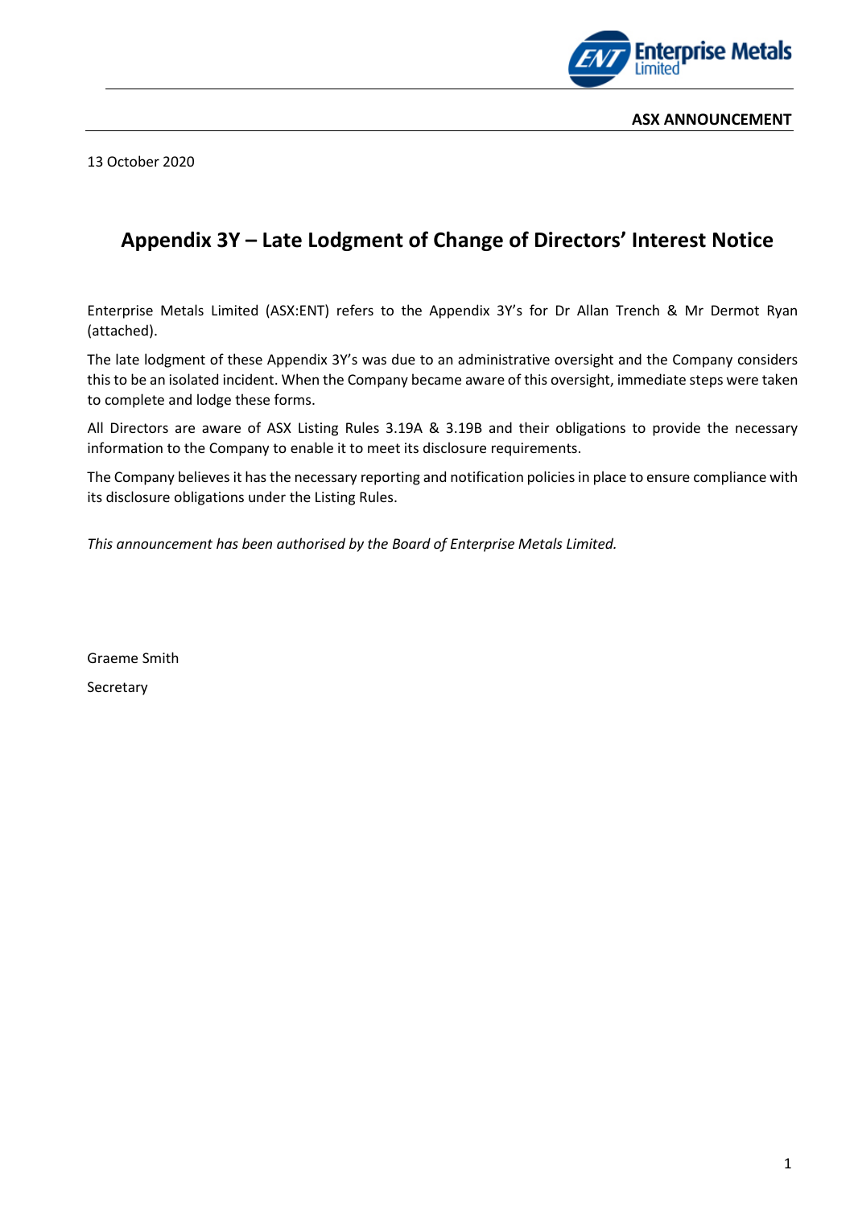**ASX ANNOUNCEMENT**

13 October 2020

# Appendix 3Y – Late Lodgment of Change of Directors' Interest Notice

Enterprise Metals Limited (ASX:ENT) refers to the Appendix 3Y's for Dr Allan Trench & Mr Dermot Ryan (attached).

The late lodgment of these Appendix 3Y's was due to an administrative oversight and the Company considers this to be an isolated incident. When the Company became aware of this oversight, immediate steps were taken to complete and lodge these forms.

All Directors are aware of ASX Listing Rules 3.19A & 3.19B and their obligations to provide the necessary information to the Company to enable it to meet its disclosure requirements.

The Company believes it has the necessary reporting and notification policies in place to ensure compliance with its disclosure obligations under the Listing Rules.

*This announcement has been authorised by the Board of Enterprise Metals Limited.*

Graeme Smith

Secretary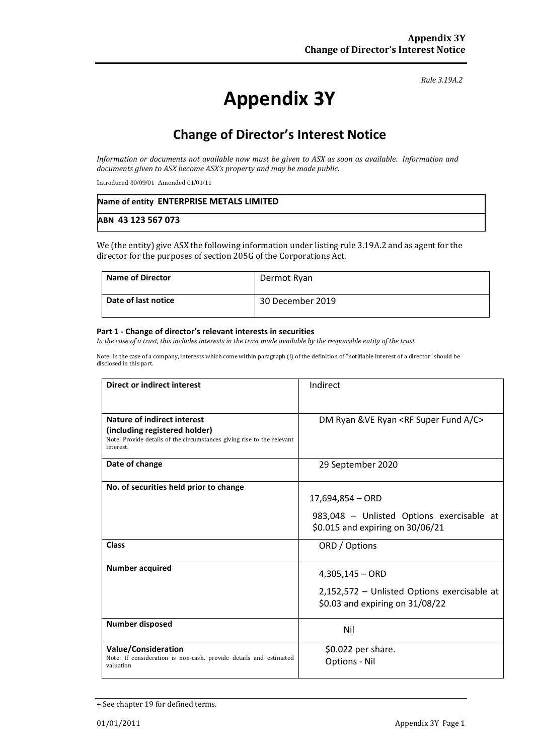*Rule 3.19A.2*

# Appendix 3Y

## Change of Director's Interest Notice

*Information or documents not available now must be given to ASX as soon as available. Information and documents given to ASX become ASX's property and may be made public.*

Introduced 30/09/01 Amended 01/01/11

| Name of entity **ENTERPRISE METALS LIMITED** |
|---|
| **ABN 43 123 567 073** |

We (the entity) give ASX the following information under listing rule 3.19A.2 and as agent for the director for the purposes of section 205G of the Corporations Act.

| **Name of Director** | Dermot Ryan |
|---|---|
| **Date of last notice** | 30 December 2019 |

**Part 1 - Change of director's relevant interests in securities**

*In the case of a trust, this includes interests in the trust made available by the responsible entity of the trust*

Note: In the case of a company, interests which come within paragraph (i) of the definition of "notifiable interest of a director" should be disclosed in this part.

| **Direct or indirect interest** | Indirect |
|---|---|
| **Nature of indirect interest (including registered holder)**<br>Note: Provide details of the circumstances giving rise to the relevant interest. | DM Ryan &VE Ryan <RF Super Fund A/C> |
| **Date of change** | 29 September 2020 |
| **No. of securities held prior to change** | 17,694,854 – ORD<br>983,048 – Unlisted Options exercisable at $0.015 and expiring on 30/06/21 |
| **Class** | ORD / Options |
| **Number acquired** | 4,305,145 – ORD<br>2,152,572 – Unlisted Options exercisable at $0.03 and expiring on 31/08/22 |
| **Number disposed** | Nil |
| **Value/Consideration**<br>Note: If consideration is non-cash, provide details and estimated valuation | $0.022 per share.<br>Options - Nil |

+ See chapter 19 for defined terms.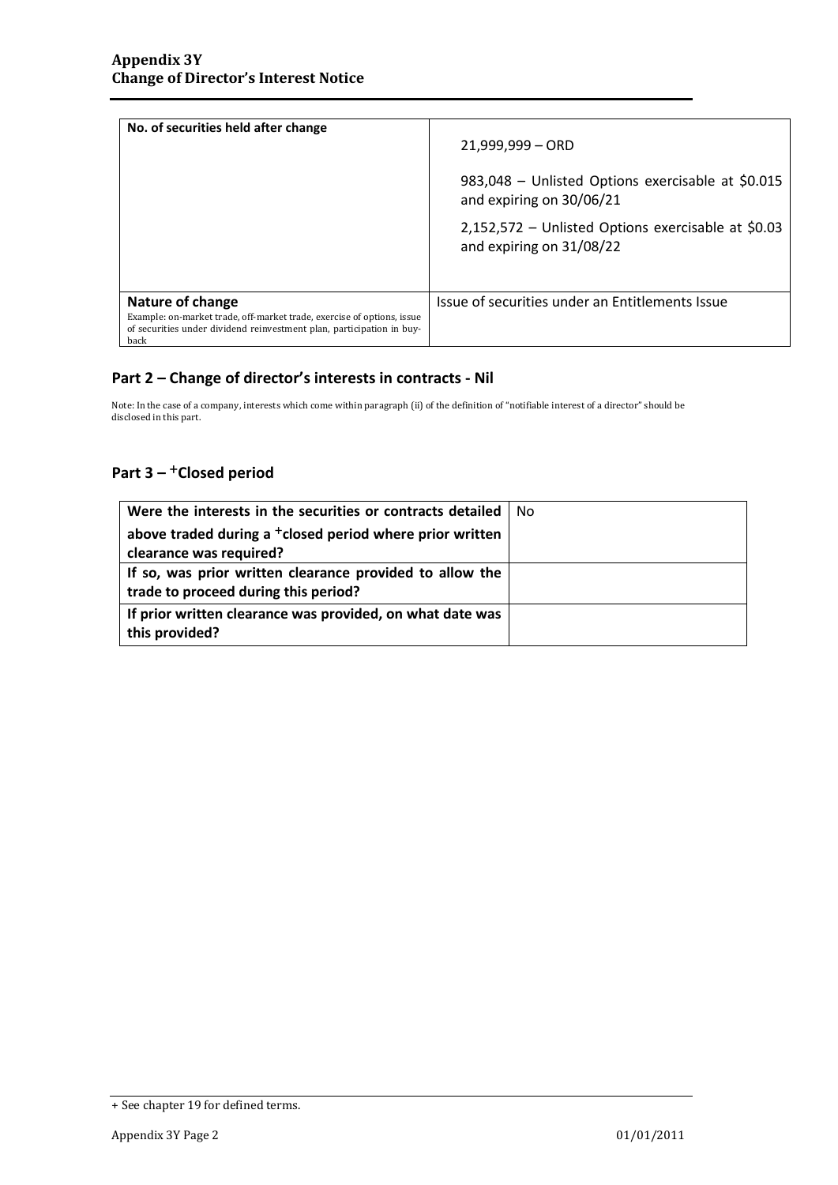| No. of securities held after change | 21,999,999 – ORD<br><br>983,048 – Unlisted Options exercisable at $0.015 and expiring on 30/06/21<br><br>2,152,572 – Unlisted Options exercisable at $0.03 and expiring on 31/08/22 |
|---|---|
| **Nature of change**<br>Example: on-market trade, off-market trade, exercise of options, issue of securities under dividend reinvestment plan, participation in buy-back | Issue of securities under an Entitlements Issue |

## Part 2 – Change of director's interests in contracts - Nil

Note: In the case of a company, interests which come within paragraph (ii) of the definition of "notifiable interest of a director" should be disclosed in this part.

## Part 3 – +Closed period

| Were the interests in the securities or contracts detailed above traded during a +closed period where prior written clearance was required? | No |
|---|---|
| **If so, was prior written clearance provided to allow the trade to proceed during this period?** | |
| **If prior written clearance was provided, on what date was this provided?** | |

+ See chapter 19 for defined terms.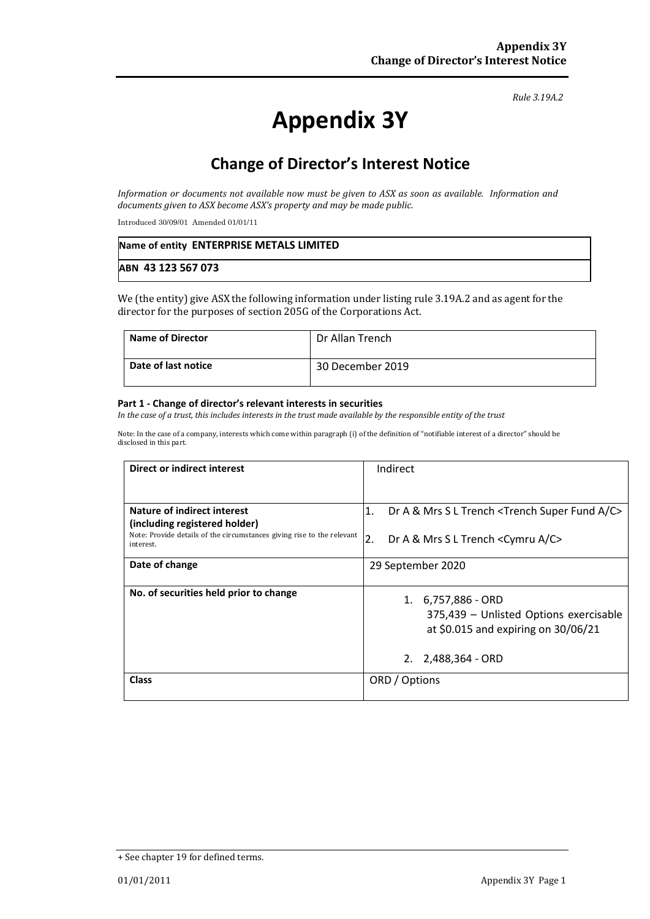*Rule 3.19A.2*

# Appendix 3Y

## Change of Director's Interest Notice

*Information or documents not available now must be given to ASX as soon as available. Information and documents given to ASX become ASX's property and may be made public.*

Introduced 30/09/01 Amended 01/01/11

| Name of entity **ENTERPRISE METALS LIMITED** |
|---|
| **ABN 43 123 567 073** |

We (the entity) give ASX the following information under listing rule 3.19A.2 and as agent for the director for the purposes of section 205G of the Corporations Act.

| **Name of Director** | Dr Allan Trench |
|---|---|
| **Date of last notice** | 30 December 2019 |

#### Part 1 - Change of director's relevant interests in securities

*In the case of a trust, this includes interests in the trust made available by the responsible entity of the trust*

Note: In the case of a company, interests which come within paragraph (i) of the definition of "notifiable interest of a director" should be disclosed in this part.

| **Direct or indirect interest** | Indirect |
|---|---|
| **Nature of indirect interest (including registered holder)**<br>Note: Provide details of the circumstances giving rise to the relevant interest. | 1. Dr A & Mrs S L Trench <Trench Super Fund A/C><br>2. Dr A & Mrs S L Trench <Cymru A/C> |
| **Date of change** | 29 September 2020 |
| **No. of securities held prior to change** | 1. 6,757,886 - ORD<br>375,439 – Unlisted Options exercisable at $0.015 and expiring on 30/06/21<br>2. 2,488,364 - ORD |
| **Class** | ORD / Options |

+ See chapter 19 for defined terms.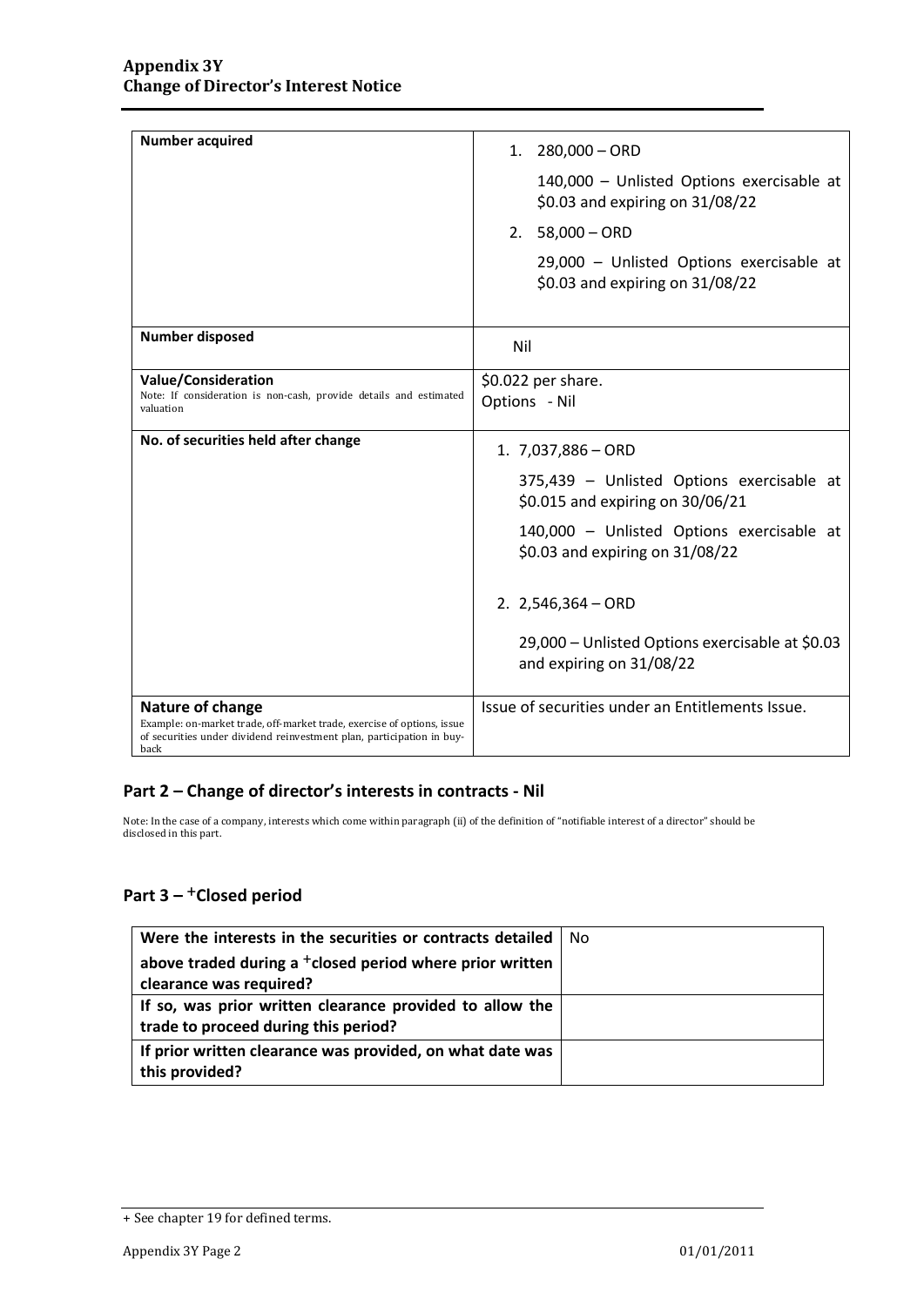| | |
|---|---|
| **Number acquired** | 1. 280,000 – ORD<br>140,000 – Unlisted Options exercisable at \$0.03 and expiring on 31/08/22<br>2. 58,000 – ORD<br>29,000 – Unlisted Options exercisable at \$0.03 and expiring on 31/08/22 |
| **Number disposed** | Nil |
| **Value/Consideration**<br>Note: If consideration is non-cash, provide details and estimated valuation | \$0.022 per share.<br>Options - Nil |
| **No. of securities held after change** | 1. 7,037,886 – ORD<br>375,439 – Unlisted Options exercisable at \$0.015 and expiring on 30/06/21<br>140,000 – Unlisted Options exercisable at \$0.03 and expiring on 31/08/22<br>2. 2,546,364 – ORD<br>29,000 – Unlisted Options exercisable at \$0.03 and expiring on 31/08/22 |
| **Nature of change**<br>Example: on-market trade, off-market trade, exercise of options, issue of securities under dividend reinvestment plan, participation in buy-back | Issue of securities under an Entitlements Issue. |

## Part 2 – Change of director's interests in contracts - Nil

Note: In the case of a company, interests which come within paragraph (ii) of the definition of "notifiable interest of a director" should be disclosed in this part.

## Part 3 – +Closed period

| | |
|---|---|
| **Were the interests in the securities or contracts detailed above traded during a +closed period where prior written clearance was required?** | No |
| **If so, was prior written clearance provided to allow the trade to proceed during this period?** | |
| **If prior written clearance was provided, on what date was this provided?** | |

+ See chapter 19 for defined terms.